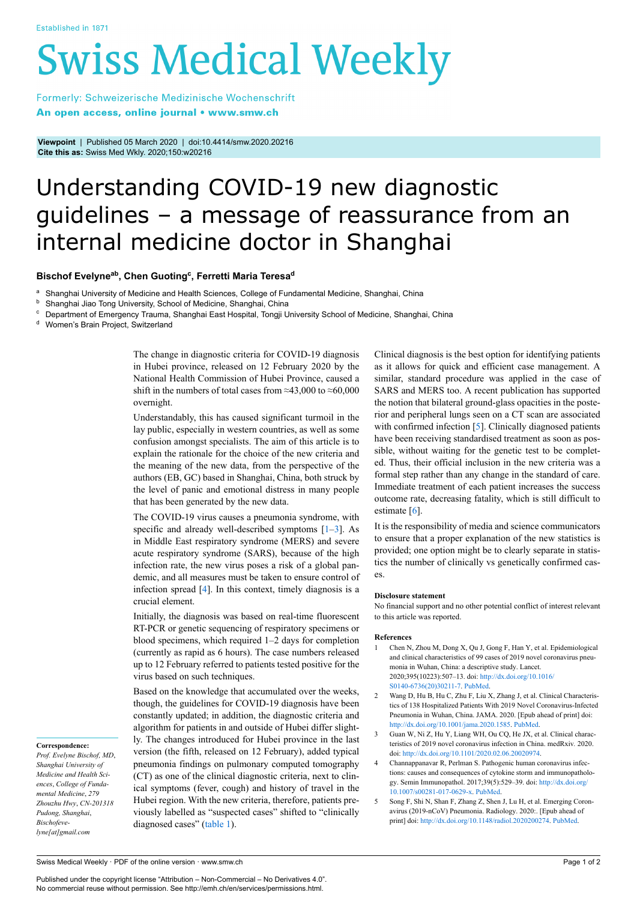Viewpoint | Published 05 March 2020 | doi:10.4414/smw.2020.20216
**Cite this as:** Swiss Med Wkly. 2020;150:w20216

# Understanding COVID-19 new diagnostic guidelines – a message of reassurance from an internal medicine doctor in Shanghai

**Bischof Evelyne[ab], Chen Guoting[c], Ferretti Maria Teresa[d]**

[a] Shanghai University of Medicine and Health Sciences, College of Fundamental Medicine, Shanghai, China
[b] Shanghai Jiao Tong University, School of Medicine, Shanghai, China
[c] Department of Emergency Trauma, Shanghai East Hospital, Tongji University School of Medicine, Shanghai, China
[d] Women's Brain Project, Switzerland

The change in diagnostic criteria for COVID-19 diagnosis in Hubei province, released on 12 February 2020 by the National Health Commission of Hubei Province, caused a shift in the numbers of total cases from ≈43,000 to ≈60,000 overnight.

Understandably, this has caused significant turmoil in the lay public, especially in western countries, as well as some confusion amongst specialists. The aim of this article is to explain the rationale for the choice of the new criteria and the meaning of the new data, from the perspective of the authors (EB, GC) based in Shanghai, China, both struck by the level of panic and emotional distress in many people that has been generated by the new data.

The COVID-19 virus causes a pneumonia syndrome, with specific and already well-described symptoms [1–3]. As in Middle East respiratory syndrome (MERS) and severe acute respiratory syndrome (SARS), because of the high infection rate, the new virus poses a risk of a global pandemic, and all measures must be taken to ensure control of infection spread [4]. In this context, timely diagnosis is a crucial element.

Initially, the diagnosis was based on real-time fluorescent RT-PCR or genetic sequencing of respiratory specimens or blood specimens, which required 1–2 days for completion (currently as rapid as 6 hours). The case numbers released up to 12 February referred to patients tested positive for the virus based on such techniques.

Based on the knowledge that accumulated over the weeks, though, the guidelines for COVID-19 diagnosis have been constantly updated; in addition, the diagnostic criteria and algorithm for patients in and outside of Hubei differ slightly. The changes introduced for Hubei province in the last version (the fifth, released on 12 February), added typical pneumonia findings on pulmonary computed tomography (CT) as one of the clinical diagnostic criteria, next to clinical symptoms (fever, cough) and history of travel in the Hubei region. With the new criteria, therefore, patients previously labelled as "suspected cases" shifted to "clinically diagnosed cases" (table 1).

Clinical diagnosis is the best option for identifying patients as it allows for quick and efficient case management. A similar, standard procedure was applied in the case of SARS and MERS too. A recent publication has supported the notion that bilateral ground-glass opacities in the posterior and peripheral lungs seen on a CT scan are associated with confirmed infection [5]. Clinically diagnosed patients have been receiving standardised treatment as soon as possible, without waiting for the genetic test to be completed. Thus, their official inclusion in the new criteria was a formal step rather than any change in the standard of care. Immediate treatment of each patient increases the success outcome rate, decreasing fatality, which is still difficult to estimate [6].

It is the responsibility of media and science communicators to ensure that a proper explanation of the new statistics is provided; one option might be to clearly separate in statistics the number of clinically vs genetically confirmed cases.

**Correspondence:**
*Prof. Evelyne Bischof, MD, Shanghai University of Medicine and Health Sciences, College of Fundamental Medicine, 279 Zhouzhu Hwy, CN-201318 Pudong, Shanghai, Bischofevelyne[at]gmail.com*

### Disclosure statement

No financial support and no other potential conflict of interest relevant to this article was reported.

### References

1. Chen N, Zhou M, Dong X, Qu J, Gong F, Han Y, et al. Epidemiological and clinical characteristics of 99 cases of 2019 novel coronavirus pneumonia in Wuhan, China: a descriptive study. Lancet. 2020;395(10223):507–13. doi: http://dx.doi.org/10.1016/S0140-6736(20)30211-7. PubMed.
2. Wang D, Hu B, Hu C, Zhu F, Liu X, Zhang J, et al. Clinical Characteristics of 138 Hospitalized Patients With 2019 Novel Coronavirus-Infected Pneumonia in Wuhan, China. JAMA. 2020. [Epub ahead of print] doi: http://dx.doi.org/10.1001/jama.2020.1585. PubMed.
3. Guan W, Ni Z, Hu Y, Liang WH, Ou CQ, He JX, et al. Clinical characteristics of 2019 novel coronavirus infection in China. medRxiv. 2020. doi: http://dx.doi.org/10.1101/2020.02.06.20020974.
4. Channappanavar R, Perlman S. Pathogenic human coronavirus infections: causes and consequences of cytokine storm and immunopathology. Semin Immunopathol. 2017;39(5):529–39. doi: http://dx.doi.org/10.1007/s00281-017-0629-x. PubMed.
5. Song F, Shi N, Shan F, Zhang Z, Shen J, Lu H, et al. Emerging Coronavirus (2019-nCoV) Pneumonia. Radiology. 2020:. [Epub ahead of print] doi: http://dx.doi.org/10.1148/radiol.2020200274. PubMed.

Published under the copyright license "Attribution – Non-Commercial – No Derivatives 4.0". No commercial reuse without permission. See http://emh.ch/en/services/permissions.html.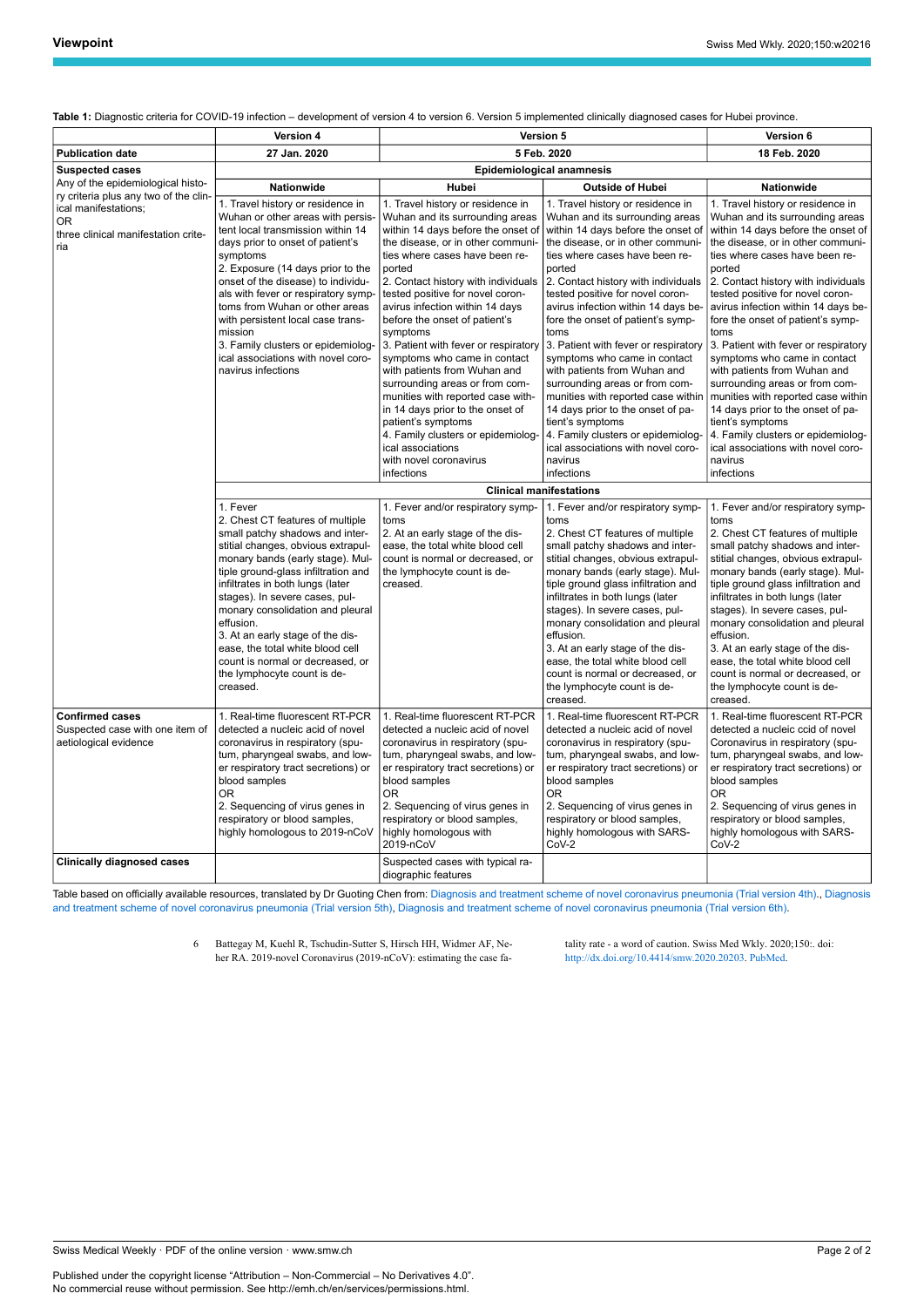**Table 1:** Diagnostic criteria for COVID-19 infection – development of version 4 to version 6. Version 5 implemented clinically diagnosed cases for Hubei province.

| | Version 4 | Version 5 | | Version 6 |
|---|---|---|---|---|
| **Publication date** | **27 Jan. 2020** | **5 Feb. 2020** | | **18 Feb. 2020** |
| **Suspected cases** Any of the epidemiological history criteria plus any two of the clinical manifestations; OR three clinical manifestation criteria | **Epidemiological anamnesis** | | | |
| | **Nationwide** | **Hubei** | **Outside of Hubei** | **Nationwide** |
| | 1. Travel history or residence in Wuhan or other areas with persistent local transmission within 14 days prior to onset of patient's symptoms<br>2. Exposure (14 days prior to the onset of the disease) to individuals with fever or respiratory symptoms from Wuhan or other areas with persistent local case transmission<br>3. Family clusters or epidemiological associations with novel coronavirus infections | 1. Travel history or residence in Wuhan and its surrounding areas within 14 days before the onset of the disease, or in other communities where cases have been reported<br>2. Contact history with individuals tested positive for novel coronavirus infection within 14 days before the onset of patient's symptoms<br>3. Patient with fever or respiratory symptoms who came in contact with patients from Wuhan and surrounding areas or from communities with reported case within 14 days prior to the onset of patient's symptoms<br>4. Family clusters or epidemiological associations with novel coronavirus infections | 1. Travel history or residence in Wuhan and its surrounding areas within 14 days before the onset of the disease, or in other communities where cases have been reported<br>2. Contact history with individuals tested positive for novel coronavirus infection within 14 days before the onset of patient's symptoms<br>3. Patient with fever or respiratory symptoms who came in contact with patients from Wuhan and surrounding areas or from communities with reported case within 14 days prior to the onset of patient's symptoms<br>4. Family clusters or epidemiological associations with novel coronavirus infections | 1. Travel history or residence in Wuhan and its surrounding areas within 14 days before the onset of the disease, or in other communities where cases have been reported<br>2. Contact history with individuals tested positive for novel coronavirus infection within 14 days before the onset of patient's symptoms<br>3. Patient with fever or respiratory symptoms who came in contact with patients from Wuhan and surrounding areas or from communities with reported case within 14 days prior to the onset of patient's symptoms<br>4. Family clusters or epidemiological associations with novel coronavirus infections |
| | **Clinical manifestations** | | | |
| | 1. Fever<br>2. Chest CT features of multiple small patchy shadows and interstitial changes, obvious extrapulmonary bands (early stage). Multiple ground-glass infiltration and infiltrates in both lungs (later stages). In severe cases, pulmonary consolidation and pleural effusion.<br>3. At an early stage of the disease, the total white blood cell count is normal or decreased, or the lymphocyte count is decreased. | 1. Fever and/or respiratory symptoms<br>2. At an early stage of the disease, the total white blood cell count is normal or decreased, or the lymphocyte count is decreased. | 1. Fever and/or respiratory symptoms<br>2. Chest CT features of multiple small patchy shadows and interstitial changes, obvious extrapulmonary bands (early stage). Multiple ground glass infiltration and infiltrates in both lungs (later stages). In severe cases, pulmonary consolidation and pleural effusion.<br>3. At an early stage of the disease, the total white blood cell count is normal or decreased, or the lymphocyte count is decreased. | 1. Fever and/or respiratory symptoms<br>2. Chest CT features of multiple small patchy shadows and interstitial changes, obvious extrapulmonary bands (early stage). Multiple ground glass infiltration and infiltrates in both lungs (later stages). In severe cases, pulmonary consolidation and pleural effusion.<br>3. At an early stage of the disease, the total white blood cell count is normal or decreased, or the lymphocyte count is decreased. |
| **Confirmed cases** Suspected case with one item of aetiological evidence | 1. Real-time fluorescent RT-PCR detected a nucleic acid of novel coronavirus in respiratory (sputum, pharyngeal swabs, and lower respiratory tract secretions) or blood samples<br>OR<br>2. Sequencing of virus genes in respiratory or blood samples, highly homologous to 2019-nCoV | 1. Real-time fluorescent RT-PCR detected a nucleic acid of novel coronavirus in respiratory (sputum, pharyngeal swabs, and lower respiratory tract secretions) or blood samples<br>OR<br>2. Sequencing of virus genes in respiratory or blood samples, highly homologous with 2019-nCoV | 1. Real-time fluorescent RT-PCR detected a nucleic acid of novel coronavirus in respiratory (sputum, pharyngeal swabs, and lower respiratory tract secretions) or blood samples<br>OR<br>2. Sequencing of virus genes in respiratory or blood samples, highly homologous with SARS-CoV-2 | 1. Real-time fluorescent RT-PCR detected a nucleic ccid of novel Coronavirus in respiratory (sputum, pharyngeal swabs, and lower respiratory tract secretions) or blood samples<br>OR<br>2. Sequencing of virus genes in respiratory or blood samples, highly homologous with SARS-CoV-2 |
| **Clinically diagnosed cases** | | Suspected cases with typical radiographic features | | |

Table based on officially available resources, translated by Dr Guoting Chen from: Diagnosis and treatment scheme of novel coronavirus pneumonia (Trial version 4th)., Diagnosis and treatment scheme of novel coronavirus pneumonia (Trial version 5th), Diagnosis and treatment scheme of novel coronavirus pneumonia (Trial version 6th).

6 Battegay M, Kuehl R, Tschudin-Sutter S, Hirsch HH, Widmer AF, Neher RA. 2019-novel Coronavirus (2019-nCoV): estimating the case fatality rate - a word of caution. Swiss Med Wkly. 2020;150:. doi: http://dx.doi.org/10.4414/smw.2020.20203. PubMed.

Published under the copyright license "Attribution – Non-Commercial – No Derivatives 4.0". No commercial reuse without permission. See http://emh.ch/en/services/permissions.html.